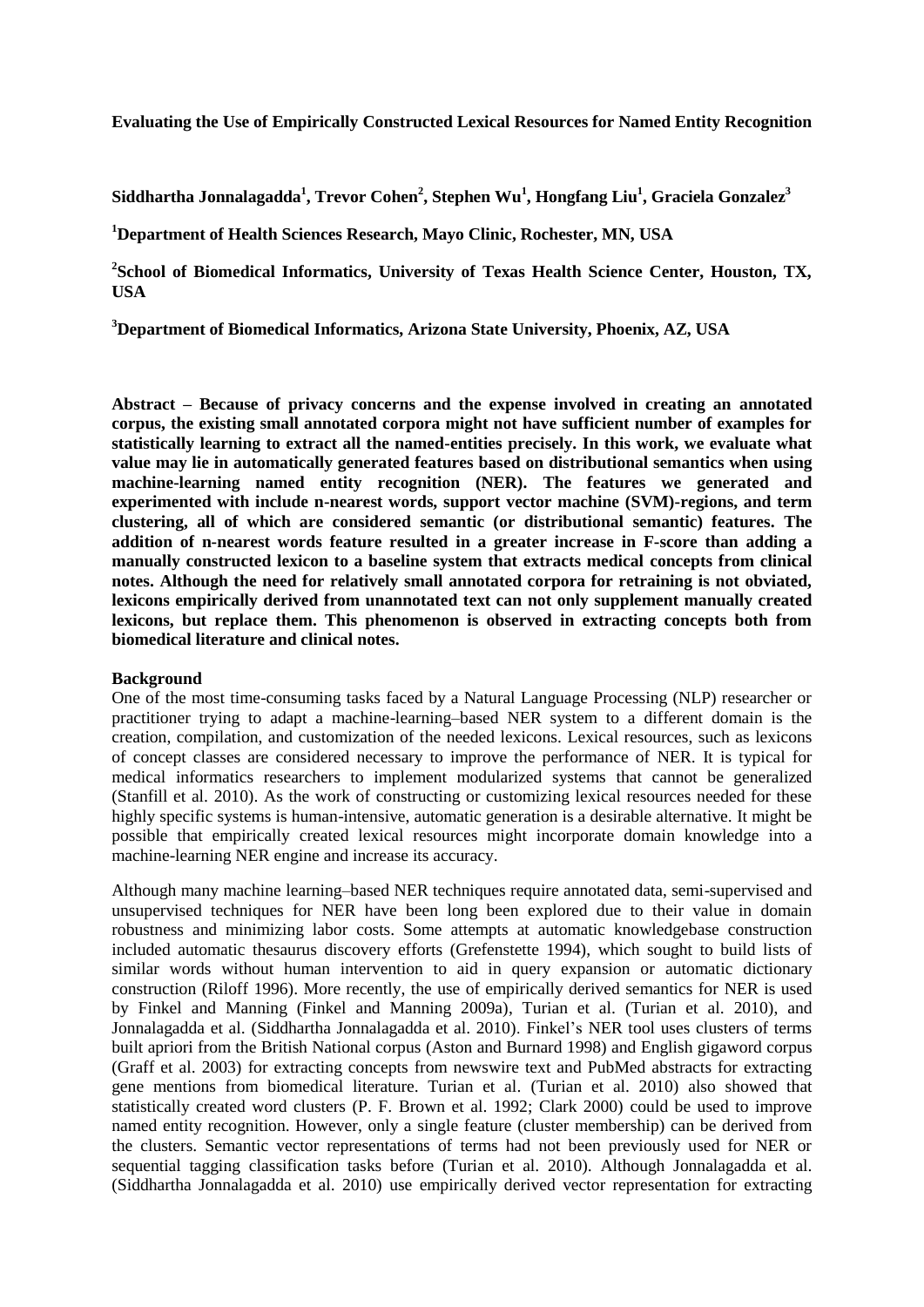**Evaluating the Use of Empirically Constructed Lexical Resources for Named Entity Recognition**

**Siddhartha Jonnalagadda[1], Trevor Cohen[2], Stephen Wu[1], Hongfang Liu[1], Graciela Gonzalez[3]**

**[1]Department of Health Sciences Research, Mayo Clinic, Rochester, MN, USA**

**[2]School of Biomedical Informatics, University of Texas Health Science Center, Houston, TX, USA**

**[3]Department of Biomedical Informatics, Arizona State University, Phoenix, AZ, USA**

**Abstract – Because of privacy concerns and the expense involved in creating an annotated corpus, the existing small annotated corpora might not have sufficient number of examples for statistically learning to extract all the named-entities precisely. In this work, we evaluate what value may lie in automatically generated features based on distributional semantics when using machine-learning named entity recognition (NER). The features we generated and experimented with include n-nearest words, support vector machine (SVM)-regions, and term clustering, all of which are considered semantic (or distributional semantic) features. The addition of n-nearest words feature resulted in a greater increase in F-score than adding a manually constructed lexicon to a baseline system that extracts medical concepts from clinical notes. Although the need for relatively small annotated corpora for retraining is not obviated, lexicons empirically derived from unannotated text can not only supplement manually created lexicons, but replace them. This phenomenon is observed in extracting concepts both from biomedical literature and clinical notes.**

## Background

One of the most time-consuming tasks faced by a Natural Language Processing (NLP) researcher or practitioner trying to adapt a machine-learning–based NER system to a different domain is the creation, compilation, and customization of the needed lexicons. Lexical resources, such as lexicons of concept classes are considered necessary to improve the performance of NER. It is typical for medical informatics researchers to implement modularized systems that cannot be generalized (Stanfill et al. 2010). As the work of constructing or customizing lexical resources needed for these highly specific systems is human-intensive, automatic generation is a desirable alternative. It might be possible that empirically created lexical resources might incorporate domain knowledge into a machine-learning NER engine and increase its accuracy.

Although many machine learning–based NER techniques require annotated data, semi-supervised and unsupervised techniques for NER have been long been explored due to their value in domain robustness and minimizing labor costs. Some attempts at automatic knowledgebase construction included automatic thesaurus discovery efforts (Grefenstette 1994), which sought to build lists of similar words without human intervention to aid in query expansion or automatic dictionary construction (Riloff 1996). More recently, the use of empirically derived semantics for NER is used by Finkel and Manning (Finkel and Manning 2009a), Turian et al. (Turian et al. 2010), and Jonnalagadda et al. (Siddhartha Jonnalagadda et al. 2010). Finkel's NER tool uses clusters of terms built apriori from the British National corpus (Aston and Burnard 1998) and English gigaword corpus (Graff et al. 2003) for extracting concepts from newswire text and PubMed abstracts for extracting gene mentions from biomedical literature. Turian et al. (Turian et al. 2010) also showed that statistically created word clusters (P. F. Brown et al. 1992; Clark 2000) could be used to improve named entity recognition. However, only a single feature (cluster membership) can be derived from the clusters. Semantic vector representations of terms had not been previously used for NER or sequential tagging classification tasks before (Turian et al. 2010). Although Jonnalagadda et al. (Siddhartha Jonnalagadda et al. 2010) use empirically derived vector representation for extracting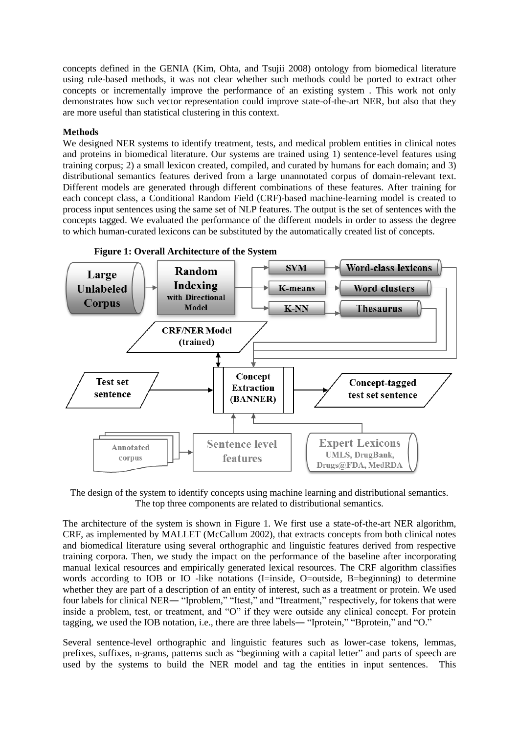concepts defined in the GENIA (Kim, Ohta, and Tsujii 2008) ontology from biomedical literature using rule-based methods, it was not clear whether such methods could be ported to extract other concepts or incrementally improve the performance of an existing system . This work not only demonstrates how such vector representation could improve state-of-the-art NER, but also that they are more useful than statistical clustering in this context.

**Methods**

We designed NER systems to identify treatment, tests, and medical problem entities in clinical notes and proteins in biomedical literature. Our systems are trained using 1) sentence-level features using training corpus; 2) a small lexicon created, compiled, and curated by humans for each domain; and 3) distributional semantics features derived from a large unannotated corpus of domain-relevant text. Different models are generated through different combinations of these features. After training for each concept class, a Conditional Random Field (CRF)-based machine-learning model is created to process input sentences using the same set of NLP features. The output is the set of sentences with the concepts tagged. We evaluated the performance of the different models in order to assess the degree to which human-curated lexicons can be substituted by the automatically created list of concepts.

**Figure 1: Overall Architecture of the System**

Large Unlabeled Corpus → Random Indexing with Directional Model → SVM → Word-class lexicons; K-means → Word clusters; K-NN → Thesaurus

CRF/NER Model (trained)

Test set sentence → Concept Extraction (BANNER) → Concept-tagged test set sentence

Annotated corpus → Sentence level features; Expert Lexicons UMLS, DrugBank, Drugs@FDA, MedRDA

The design of the system to identify concepts using machine learning and distributional semantics. The top three components are related to distributional semantics.

The architecture of the system is shown in Figure 1. We first use a state-of-the-art NER algorithm, CRF, as implemented by MALLET (McCallum 2002), that extracts concepts from both clinical notes and biomedical literature using several orthographic and linguistic features derived from respective training corpora. Then, we study the impact on the performance of the baseline after incorporating manual lexical resources and empirically generated lexical resources. The CRF algorithm classifies words according to IOB or IO -like notations (I=inside, O=outside, B=beginning) to determine whether they are part of a description of an entity of interest, such as a treatment or protein. We used four labels for clinical NER— "Iproblem," "Itest," and "Itreatment," respectively, for tokens that were inside a problem, test, or treatment, and "O" if they were outside any clinical concept. For protein tagging, we used the IOB notation, i.e., there are three labels— "Iprotein," "Bprotein," and "O."

Several sentence-level orthographic and linguistic features such as lower-case tokens, lemmas, prefixes, suffixes, n-grams, patterns such as "beginning with a capital letter" and parts of speech are used by the systems to build the NER model and tag the entities in input sentences. This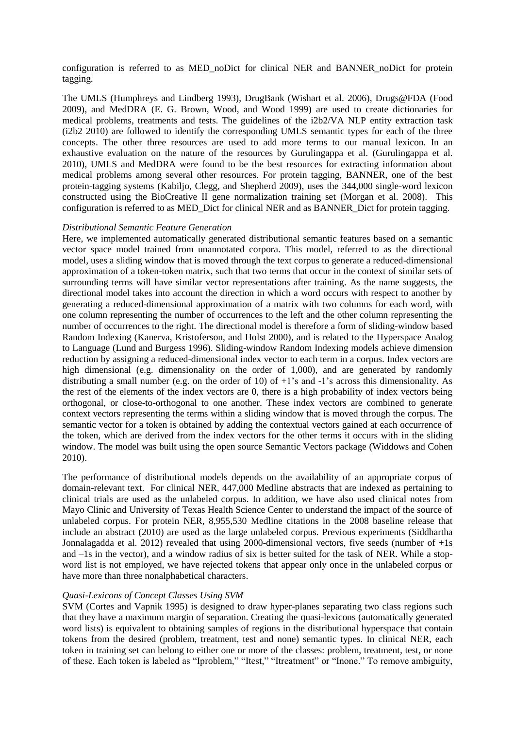configuration is referred to as MED_noDict for clinical NER and BANNER_noDict for protein tagging.

The UMLS (Humphreys and Lindberg 1993), DrugBank (Wishart et al. 2006), Drugs@FDA (Food 2009), and MedDRA (E. G. Brown, Wood, and Wood 1999) are used to create dictionaries for medical problems, treatments and tests. The guidelines of the i2b2/VA NLP entity extraction task (i2b2 2010) are followed to identify the corresponding UMLS semantic types for each of the three concepts. The other three resources are used to add more terms to our manual lexicon. In an exhaustive evaluation on the nature of the resources by Gurulingappa et al. (Gurulingappa et al. 2010), UMLS and MedDRA were found to be the best resources for extracting information about medical problems among several other resources. For protein tagging, BANNER, one of the best protein-tagging systems (Kabiljo, Clegg, and Shepherd 2009), uses the 344,000 single-word lexicon constructed using the BioCreative II gene normalization training set (Morgan et al. 2008). This configuration is referred to as MED_Dict for clinical NER and as BANNER_Dict for protein tagging.

*Distributional Semantic Feature Generation*

Here, we implemented automatically generated distributional semantic features based on a semantic vector space model trained from unannotated corpora. This model, referred to as the directional model, uses a sliding window that is moved through the text corpus to generate a reduced-dimensional approximation of a token-token matrix, such that two terms that occur in the context of similar sets of surrounding terms will have similar vector representations after training. As the name suggests, the directional model takes into account the direction in which a word occurs with respect to another by generating a reduced-dimensional approximation of a matrix with two columns for each word, with one column representing the number of occurrences to the left and the other column representing the number of occurrences to the right. The directional model is therefore a form of sliding-window based Random Indexing (Kanerva, Kristoferson, and Holst 2000), and is related to the Hyperspace Analog to Language (Lund and Burgess 1996). Sliding-window Random Indexing models achieve dimension reduction by assigning a reduced-dimensional index vector to each term in a corpus. Index vectors are high dimensional (e.g. dimensionality on the order of 1,000), and are generated by randomly distributing a small number (e.g. on the order of 10) of +1's and -1's across this dimensionality. As the rest of the elements of the index vectors are 0, there is a high probability of index vectors being orthogonal, or close-to-orthogonal to one another. These index vectors are combined to generate context vectors representing the terms within a sliding window that is moved through the corpus. The semantic vector for a token is obtained by adding the contextual vectors gained at each occurrence of the token, which are derived from the index vectors for the other terms it occurs with in the sliding window. The model was built using the open source Semantic Vectors package (Widdows and Cohen 2010).

The performance of distributional models depends on the availability of an appropriate corpus of domain-relevant text. For clinical NER, 447,000 Medline abstracts that are indexed as pertaining to clinical trials are used as the unlabeled corpus. In addition, we have also used clinical notes from Mayo Clinic and University of Texas Health Science Center to understand the impact of the source of unlabeled corpus. For protein NER, 8,955,530 Medline citations in the 2008 baseline release that include an abstract (2010) are used as the large unlabeled corpus. Previous experiments (Siddhartha Jonnalagadda et al. 2012) revealed that using 2000-dimensional vectors, five seeds (number of +1s and –1s in the vector), and a window radius of six is better suited for the task of NER. While a stop-word list is not employed, we have rejected tokens that appear only once in the unlabeled corpus or have more than three nonalphabetical characters.

*Quasi-Lexicons of Concept Classes Using SVM*

SVM (Cortes and Vapnik 1995) is designed to draw hyper-planes separating two class regions such that they have a maximum margin of separation. Creating the quasi-lexicons (automatically generated word lists) is equivalent to obtaining samples of regions in the distributional hyperspace that contain tokens from the desired (problem, treatment, test and none) semantic types. In clinical NER, each token in training set can belong to either one or more of the classes: problem, treatment, test, or none of these. Each token is labeled as "Iproblem," "Itest," "Itreatment" or "Inone." To remove ambiguity,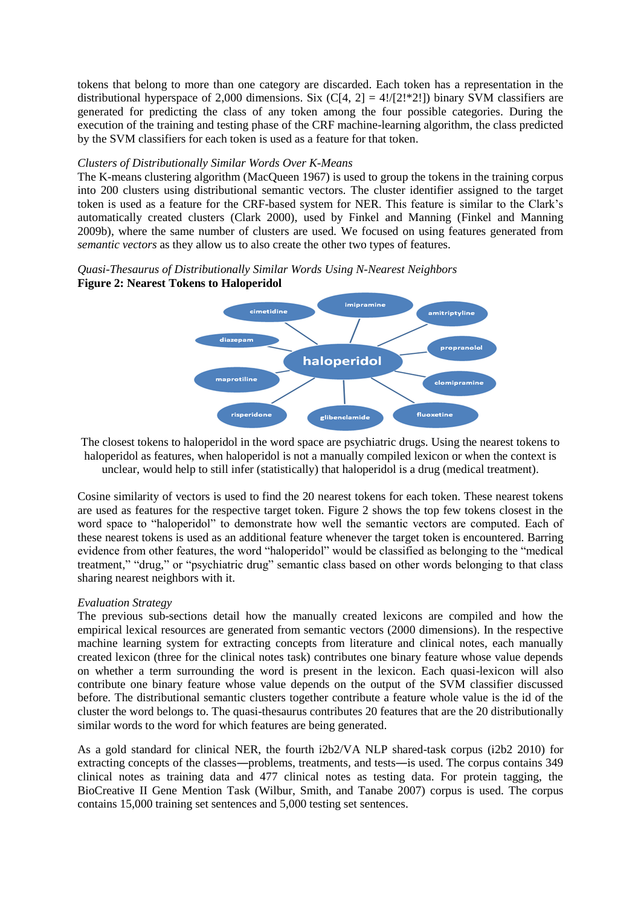tokens that belong to more than one category are discarded. Each token has a representation in the distributional hyperspace of 2,000 dimensions. Six (C[4, 2] = 4!/[2!*2!]) binary SVM classifiers are generated for predicting the class of any token among the four possible categories. During the execution of the training and testing phase of the CRF machine-learning algorithm, the class predicted by the SVM classifiers for each token is used as a feature for that token.

*Clusters of Distributionally Similar Words Over K-Means*

The K-means clustering algorithm (MacQueen 1967) is used to group the tokens in the training corpus into 200 clusters using distributional semantic vectors. The cluster identifier assigned to the target token is used as a feature for the CRF-based system for NER. This feature is similar to the Clark's automatically created clusters (Clark 2000), used by Finkel and Manning (Finkel and Manning 2009b), where the same number of clusters are used. We focused on using features generated from *semantic vectors* as they allow us to also create the other two types of features.

*Quasi-Thesaurus of Distributionally Similar Words Using N-Nearest Neighbors*

**Figure 2: Nearest Tokens to Haloperidol**

The closest tokens to haloperidol in the word space are psychiatric drugs. Using the nearest tokens to haloperidol as features, when haloperidol is not a manually compiled lexicon or when the context is unclear, would help to still infer (statistically) that haloperidol is a drug (medical treatment).

Cosine similarity of vectors is used to find the 20 nearest tokens for each token. These nearest tokens are used as features for the respective target token. Figure 2 shows the top few tokens closest in the word space to "haloperidol" to demonstrate how well the semantic vectors are computed. Each of these nearest tokens is used as an additional feature whenever the target token is encountered. Barring evidence from other features, the word "haloperidol" would be classified as belonging to the "medical treatment," "drug," or "psychiatric drug" semantic class based on other words belonging to that class sharing nearest neighbors with it.

*Evaluation Strategy*

The previous sub-sections detail how the manually created lexicons are compiled and how the empirical lexical resources are generated from semantic vectors (2000 dimensions). In the respective machine learning system for extracting concepts from literature and clinical notes, each manually created lexicon (three for the clinical notes task) contributes one binary feature whose value depends on whether a term surrounding the word is present in the lexicon. Each quasi-lexicon will also contribute one binary feature whose value depends on the output of the SVM classifier discussed before. The distributional semantic clusters together contribute a feature whole value is the id of the cluster the word belongs to. The quasi-thesaurus contributes 20 features that are the 20 distributionally similar words to the word for which features are being generated.

As a gold standard for clinical NER, the fourth i2b2/VA NLP shared-task corpus (i2b2 2010) for extracting concepts of the classes—problems, treatments, and tests—is used. The corpus contains 349 clinical notes as training data and 477 clinical notes as testing data. For protein tagging, the BioCreative II Gene Mention Task (Wilbur, Smith, and Tanabe 2007) corpus is used. The corpus contains 15,000 training set sentences and 5,000 testing set sentences.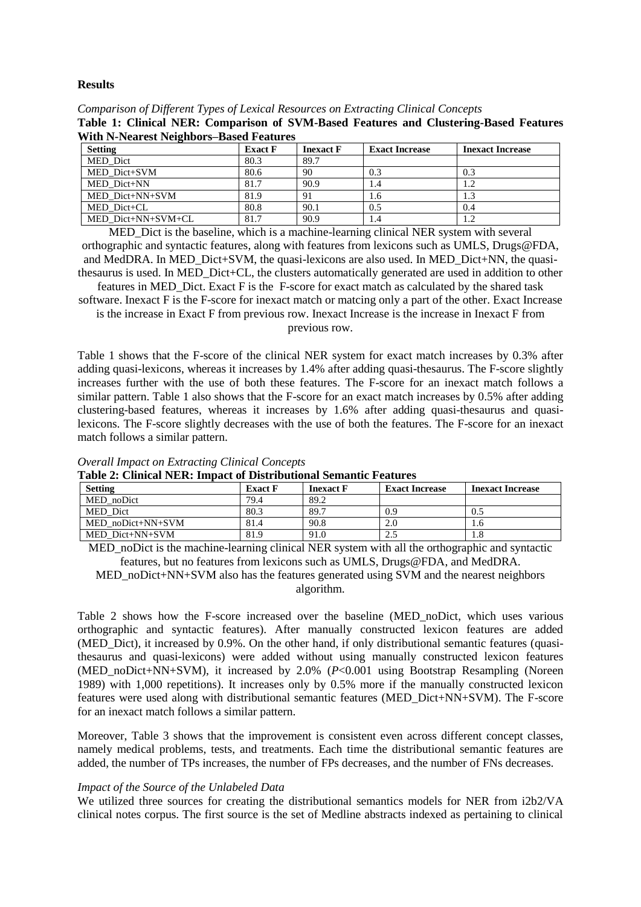**Results**

*Comparison of Different Types of Lexical Resources on Extracting Clinical Concepts*

**Table 1: Clinical NER: Comparison of SVM-Based Features and Clustering-Based Features With N-Nearest Neighbors–Based Features**

| Setting | Exact F | Inexact F | Exact Increase | Inexact Increase |
|---|---|---|---|---|
| MED_Dict | 80.3 | 89.7 | | |
| MED_Dict+SVM | 80.6 | 90 | 0.3 | 0.3 |
| MED_Dict+NN | 81.7 | 90.9 | 1.4 | 1.2 |
| MED_Dict+NN+SVM | 81.9 | 91 | 1.6 | 1.3 |
| MED_Dict+CL | 80.8 | 90.1 | 0.5 | 0.4 |
| MED_Dict+NN+SVM+CL | 81.7 | 90.9 | 1.4 | 1.2 |

MED_Dict is the baseline, which is a machine-learning clinical NER system with several orthographic and syntactic features, along with features from lexicons such as UMLS, Drugs@FDA, and MedDRA. In MED_Dict+SVM, the quasi-lexicons are also used. In MED_Dict+NN, the quasi-thesaurus is used. In MED_Dict+CL, the clusters automatically generated are used in addition to other features in MED_Dict. Exact F is the F-score for exact match as calculated by the shared task software. Inexact F is the F-score for inexact match or matcing only a part of the other. Exact Increase is the increase in Exact F from previous row. Inexact Increase is the increase in Inexact F from previous row.

Table 1 shows that the F-score of the clinical NER system for exact match increases by 0.3% after adding quasi-lexicons, whereas it increases by 1.4% after adding quasi-thesaurus. The F-score slightly increases further with the use of both these features. The F-score for an inexact match follows a similar pattern. Table 1 also shows that the F-score for an exact match increases by 0.5% after adding clustering-based features, whereas it increases by 1.6% after adding quasi-thesaurus and quasi-lexicons. The F-score slightly decreases with the use of both the features. The F-score for an inexact match follows a similar pattern.

*Overall Impact on Extracting Clinical Concepts*

**Table 2: Clinical NER: Impact of Distributional Semantic Features**

| Setting | Exact F | Inexact F | Exact Increase | Inexact Increase |
|---|---|---|---|---|
| MED_noDict | 79.4 | 89.2 | | |
| MED_Dict | 80.3 | 89.7 | 0.9 | 0.5 |
| MED_noDict+NN+SVM | 81.4 | 90.8 | 2.0 | 1.6 |
| MED_Dict+NN+SVM | 81.9 | 91.0 | 2.5 | 1.8 |

MED_noDict is the machine-learning clinical NER system with all the orthographic and syntactic features, but no features from lexicons such as UMLS, Drugs@FDA, and MedDRA. MED_noDict+NN+SVM also has the features generated using SVM and the nearest neighbors algorithm.

Table 2 shows how the F-score increased over the baseline (MED_noDict, which uses various orthographic and syntactic features). After manually constructed lexicon features are added (MED_Dict), it increased by 0.9%. On the other hand, if only distributional semantic features (quasi-thesaurus and quasi-lexicons) were added without using manually constructed lexicon features (MED_noDict+NN+SVM), it increased by 2.0% ($P$<0.001 using Bootstrap Resampling (Noreen 1989) with 1,000 repetitions). It increases only by 0.5% more if the manually constructed lexicon features were used along with distributional semantic features (MED_Dict+NN+SVM). The F-score for an inexact match follows a similar pattern.

Moreover, Table 3 shows that the improvement is consistent even across different concept classes, namely medical problems, tests, and treatments. Each time the distributional semantic features are added, the number of TPs increases, the number of FPs decreases, and the number of FNs decreases.

*Impact of the Source of the Unlabeled Data*

We utilized three sources for creating the distributional semantics models for NER from i2b2/VA clinical notes corpus. The first source is the set of Medline abstracts indexed as pertaining to clinical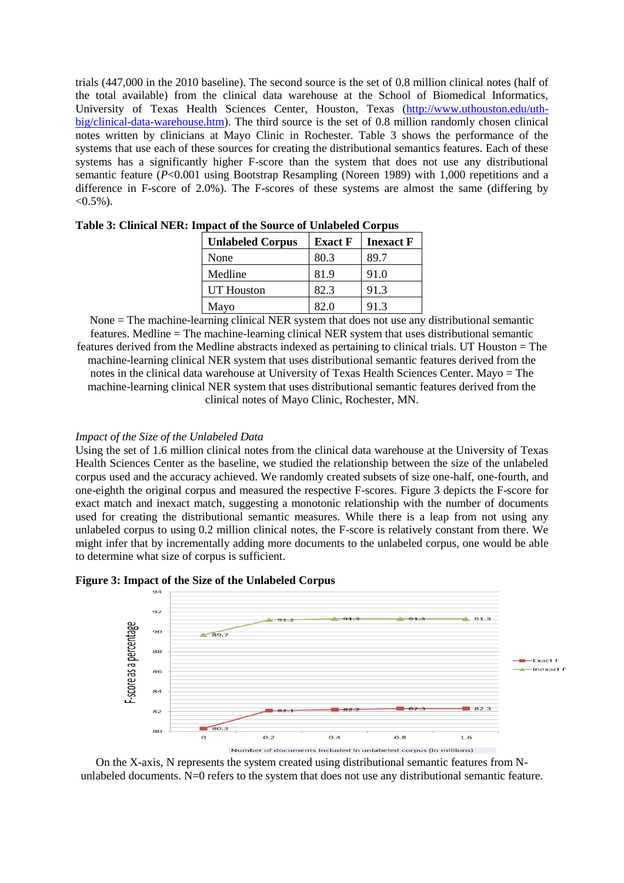trials (447,000 in the 2010 baseline). The second source is the set of 0.8 million clinical notes (half of the total available) from the clinical data warehouse at the School of Biomedical Informatics, University of Texas Health Sciences Center, Houston, Texas (http://www.uthouston.edu/uth-big/clinical-data-warehouse.htm). The third source is the set of 0.8 million randomly chosen clinical notes written by clinicians at Mayo Clinic in Rochester. Table 3 shows the performance of the systems that use each of these sources for creating the distributional semantics features. Each of these systems has a significantly higher F-score than the system that does not use any distributional semantic feature (*P*<0.001 using Bootstrap Resampling (Noreen 1989) with 1,000 repetitions and a difference in F-score of 2.0%). The F-scores of these systems are almost the same (differing by <0.5%).

**Table 3: Clinical NER: Impact of the Source of Unlabeled Corpus**

| Unlabeled Corpus | Exact F | Inexact F |
|---|---|---|
| None | 80.3 | 89.7 |
| Medline | 81.9 | 91.0 |
| UT Houston | 82.3 | 91.3 |
| Mayo | 82.0 | 91.3 |

None = The machine-learning clinical NER system that does not use any distributional semantic features. Medline = The machine-learning clinical NER system that uses distributional semantic features derived from the Medline abstracts indexed as pertaining to clinical trials. UT Houston = The machine-learning clinical NER system that uses distributional semantic features derived from the notes in the clinical data warehouse at University of Texas Health Sciences Center. Mayo = The machine-learning clinical NER system that uses distributional semantic features derived from the clinical notes of Mayo Clinic, Rochester, MN.

*Impact of the Size of the Unlabeled Data*

Using the set of 1.6 million clinical notes from the clinical data warehouse at the University of Texas Health Sciences Center as the baseline, we studied the relationship between the size of the unlabeled corpus used and the accuracy achieved. We randomly created subsets of size one-half, one-fourth, and one-eighth the original corpus and measured the respective F-scores. Figure 3 depicts the F-score for exact match and inexact match, suggesting a monotonic relationship with the number of documents used for creating the distributional semantic measures. While there is a leap from not using any unlabeled corpus to using 0.2 million clinical notes, the F-score is relatively constant from there. We might infer that by incrementally adding more documents to the unlabeled corpus, one would be able to determine what size of corpus is sufficient.

**Figure 3: Impact of the Size of the Unlabeled Corpus**

On the X-axis, N represents the system created using distributional semantic features from N-unlabeled documents. N=0 refers to the system that does not use any distributional semantic feature.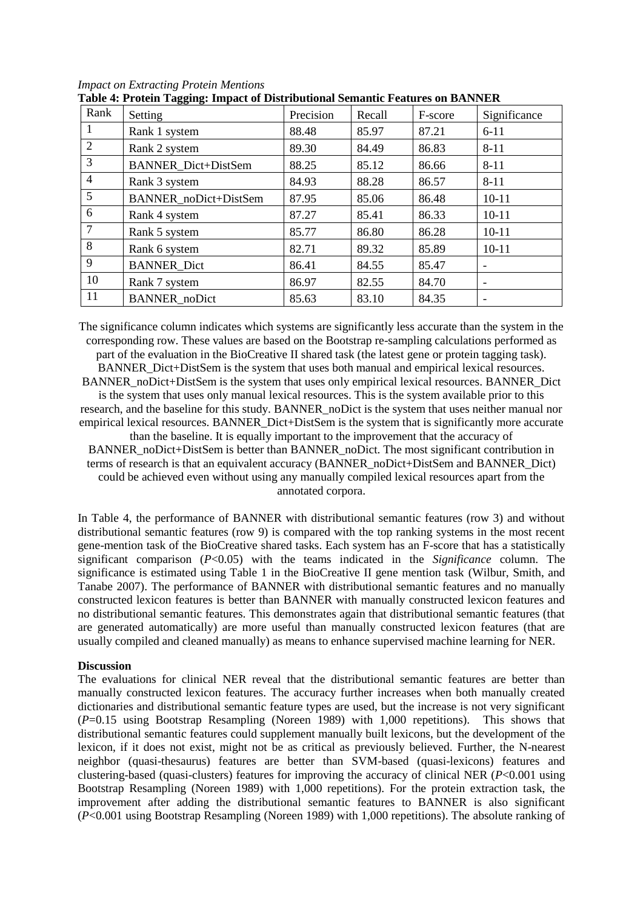*Impact on Extracting Protein Mentions*

**Table 4: Protein Tagging: Impact of Distributional Semantic Features on BANNER**

| Rank | Setting | Precision | Recall | F-score | Significance |
|---|---|---|---|---|---|
| 1 | Rank 1 system | 88.48 | 85.97 | 87.21 | 6-11 |
| 2 | Rank 2 system | 89.30 | 84.49 | 86.83 | 8-11 |
| 3 | BANNER_Dict+DistSem | 88.25 | 85.12 | 86.66 | 8-11 |
| 4 | Rank 3 system | 84.93 | 88.28 | 86.57 | 8-11 |
| 5 | BANNER_noDict+DistSem | 87.95 | 85.06 | 86.48 | 10-11 |
| 6 | Rank 4 system | 87.27 | 85.41 | 86.33 | 10-11 |
| 7 | Rank 5 system | 85.77 | 86.80 | 86.28 | 10-11 |
| 8 | Rank 6 system | 82.71 | 89.32 | 85.89 | 10-11 |
| 9 | BANNER_Dict | 86.41 | 84.55 | 85.47 | - |
| 10 | Rank 7 system | 86.97 | 82.55 | 84.70 | - |
| 11 | BANNER_noDict | 85.63 | 83.10 | 84.35 | - |

The significance column indicates which systems are significantly less accurate than the system in the corresponding row. These values are based on the Bootstrap re-sampling calculations performed as part of the evaluation in the BioCreative II shared task (the latest gene or protein tagging task). BANNER_Dict+DistSem is the system that uses both manual and empirical lexical resources. BANNER_noDict+DistSem is the system that uses only empirical lexical resources. BANNER_Dict is the system that uses only manual lexical resources. This is the system available prior to this research, and the baseline for this study. BANNER_noDict is the system that uses neither manual nor empirical lexical resources. BANNER_Dict+DistSem is the system that is significantly more accurate than the baseline. It is equally important to the improvement that the accuracy of BANNER_noDict+DistSem is better than BANNER_noDict. The most significant contribution in terms of research is that an equivalent accuracy (BANNER_noDict+DistSem and BANNER_Dict) could be achieved even without using any manually compiled lexical resources apart from the annotated corpora.

In Table 4, the performance of BANNER with distributional semantic features (row 3) and without distributional semantic features (row 9) is compared with the top ranking systems in the most recent gene-mention task of the BioCreative shared tasks. Each system has an F-score that has a statistically significant comparison ($P<0.05$) with the teams indicated in the *Significance* column. The significance is estimated using Table 1 in the BioCreative II gene mention task (Wilbur, Smith, and Tanabe 2007). The performance of BANNER with distributional semantic features and no manually constructed lexicon features is better than BANNER with manually constructed lexicon features and no distributional semantic features. This demonstrates again that distributional semantic features (that are generated automatically) are more useful than manually constructed lexicon features (that are usually compiled and cleaned manually) as means to enhance supervised machine learning for NER.

**Discussion**

The evaluations for clinical NER reveal that the distributional semantic features are better than manually constructed lexicon features. The accuracy further increases when both manually created dictionaries and distributional semantic feature types are used, but the increase is not very significant ($P=0.15$ using Bootstrap Resampling (Noreen 1989) with 1,000 repetitions). This shows that distributional semantic features could supplement manually built lexicons, but the development of the lexicon, if it does not exist, might not be as critical as previously believed. Further, the N-nearest neighbor (quasi-thesaurus) features are better than SVM-based (quasi-lexicons) features and clustering-based (quasi-clusters) features for improving the accuracy of clinical NER ($P<0.001$ using Bootstrap Resampling (Noreen 1989) with 1,000 repetitions). For the protein extraction task, the improvement after adding the distributional semantic features to BANNER is also significant ($P<0.001$ using Bootstrap Resampling (Noreen 1989) with 1,000 repetitions). The absolute ranking of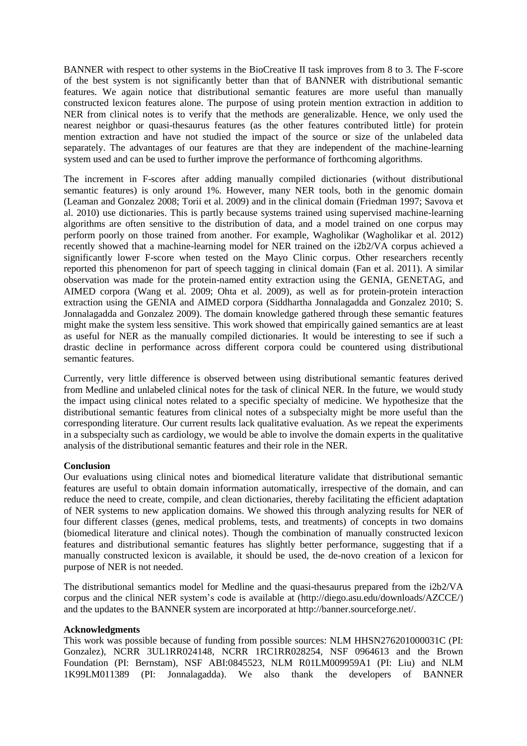BANNER with respect to other systems in the BioCreative II task improves from 8 to 3. The F-score of the best system is not significantly better than that of BANNER with distributional semantic features. We again notice that distributional semantic features are more useful than manually constructed lexicon features alone. The purpose of using protein mention extraction in addition to NER from clinical notes is to verify that the methods are generalizable. Hence, we only used the nearest neighbor or quasi-thesaurus features (as the other features contributed little) for protein mention extraction and have not studied the impact of the source or size of the unlabeled data separately. The advantages of our features are that they are independent of the machine-learning system used and can be used to further improve the performance of forthcoming algorithms.

The increment in F-scores after adding manually compiled dictionaries (without distributional semantic features) is only around 1%. However, many NER tools, both in the genomic domain (Leaman and Gonzalez 2008; Torii et al. 2009) and in the clinical domain (Friedman 1997; Savova et al. 2010) use dictionaries. This is partly because systems trained using supervised machine-learning algorithms are often sensitive to the distribution of data, and a model trained on one corpus may perform poorly on those trained from another. For example, Wagholikar (Wagholikar et al. 2012) recently showed that a machine-learning model for NER trained on the i2b2/VA corpus achieved a significantly lower F-score when tested on the Mayo Clinic corpus. Other researchers recently reported this phenomenon for part of speech tagging in clinical domain (Fan et al. 2011). A similar observation was made for the protein-named entity extraction using the GENIA, GENETAG, and AIMED corpora (Wang et al. 2009; Ohta et al. 2009), as well as for protein-protein interaction extraction using the GENIA and AIMED corpora (Siddhartha Jonnalagadda and Gonzalez 2010; S. Jonnalagadda and Gonzalez 2009). The domain knowledge gathered through these semantic features might make the system less sensitive. This work showed that empirically gained semantics are at least as useful for NER as the manually compiled dictionaries. It would be interesting to see if such a drastic decline in performance across different corpora could be countered using distributional semantic features.

Currently, very little difference is observed between using distributional semantic features derived from Medline and unlabeled clinical notes for the task of clinical NER. In the future, we would study the impact using clinical notes related to a specific specialty of medicine. We hypothesize that the distributional semantic features from clinical notes of a subspecialty might be more useful than the corresponding literature. Our current results lack qualitative evaluation. As we repeat the experiments in a subspecialty such as cardiology, we would be able to involve the domain experts in the qualitative analysis of the distributional semantic features and their role in the NER.

**Conclusion**

Our evaluations using clinical notes and biomedical literature validate that distributional semantic features are useful to obtain domain information automatically, irrespective of the domain, and can reduce the need to create, compile, and clean dictionaries, thereby facilitating the efficient adaptation of NER systems to new application domains. We showed this through analyzing results for NER of four different classes (genes, medical problems, tests, and treatments) of concepts in two domains (biomedical literature and clinical notes). Though the combination of manually constructed lexicon features and distributional semantic features has slightly better performance, suggesting that if a manually constructed lexicon is available, it should be used, the de-novo creation of a lexicon for purpose of NER is not needed.

The distributional semantics model for Medline and the quasi-thesaurus prepared from the i2b2/VA corpus and the clinical NER system's code is available at (http://diego.asu.edu/downloads/AZCCE/) and the updates to the BANNER system are incorporated at http://banner.sourceforge.net/.

**Acknowledgments**

This work was possible because of funding from possible sources: NLM HHSN276201000031C (PI: Gonzalez), NCRR 3UL1RR024148, NCRR 1RC1RR028254, NSF 0964613 and the Brown Foundation (PI: Bernstam), NSF ABI:0845523, NLM R01LM009959A1 (PI: Liu) and NLM 1K99LM011389 (PI: Jonnalagadda). We also thank the developers of BANNER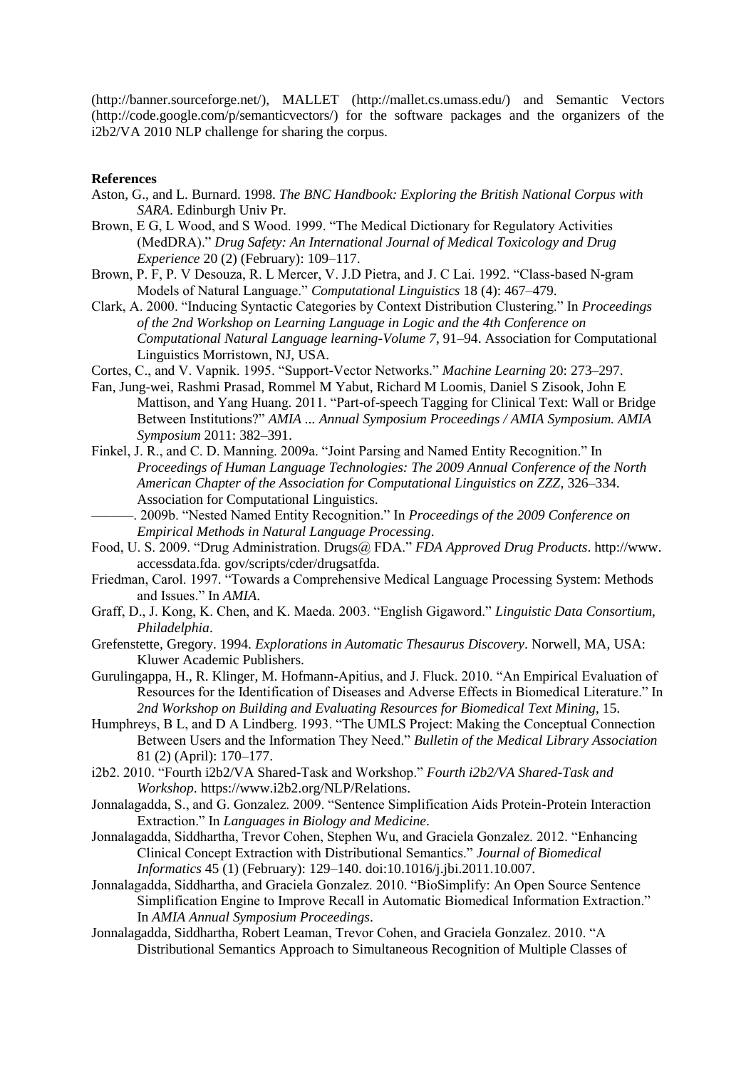(http://banner.sourceforge.net/), MALLET (http://mallet.cs.umass.edu/) and Semantic Vectors (http://code.google.com/p/semanticvectors/) for the software packages and the organizers of the i2b2/VA 2010 NLP challenge for sharing the corpus.

**References**

Aston, G., and L. Burnard. 1998. *The BNC Handbook: Exploring the British National Corpus with SARA*. Edinburgh Univ Pr.

Brown, E G, L Wood, and S Wood. 1999. "The Medical Dictionary for Regulatory Activities (MedDRA)." *Drug Safety: An International Journal of Medical Toxicology and Drug Experience* 20 (2) (February): 109–117.

Brown, P. F, P. V Desouza, R. L Mercer, V. J.D Pietra, and J. C Lai. 1992. "Class-based N-gram Models of Natural Language." *Computational Linguistics* 18 (4): 467–479.

Clark, A. 2000. "Inducing Syntactic Categories by Context Distribution Clustering." In *Proceedings of the 2nd Workshop on Learning Language in Logic and the 4th Conference on Computational Natural Language learning-Volume 7*, 91–94. Association for Computational Linguistics Morristown, NJ, USA.

Cortes, C., and V. Vapnik. 1995. "Support-Vector Networks." *Machine Learning* 20: 273–297.

Fan, Jung-wei, Rashmi Prasad, Rommel M Yabut, Richard M Loomis, Daniel S Zisook, John E Mattison, and Yang Huang. 2011. "Part-of-speech Tagging for Clinical Text: Wall or Bridge Between Institutions?" *AMIA ... Annual Symposium Proceedings / AMIA Symposium. AMIA Symposium* 2011: 382–391.

Finkel, J. R., and C. D. Manning. 2009a. "Joint Parsing and Named Entity Recognition." In *Proceedings of Human Language Technologies: The 2009 Annual Conference of the North American Chapter of the Association for Computational Linguistics on ZZZ*, 326–334. Association for Computational Linguistics.

———. 2009b. "Nested Named Entity Recognition." In *Proceedings of the 2009 Conference on Empirical Methods in Natural Language Processing*.

Food, U. S. 2009. "Drug Administration. Drugs@ FDA." *FDA Approved Drug Products*. http://www. accessdata.fda. gov/scripts/cder/drugsatfda.

Friedman, Carol. 1997. "Towards a Comprehensive Medical Language Processing System: Methods and Issues." In *AMIA*.

Graff, D., J. Kong, K. Chen, and K. Maeda. 2003. "English Gigaword." *Linguistic Data Consortium, Philadelphia*.

Grefenstette, Gregory. 1994. *Explorations in Automatic Thesaurus Discovery*. Norwell, MA, USA: Kluwer Academic Publishers.

Gurulingappa, H., R. Klinger, M. Hofmann-Apitius, and J. Fluck. 2010. "An Empirical Evaluation of Resources for the Identification of Diseases and Adverse Effects in Biomedical Literature." In *2nd Workshop on Building and Evaluating Resources for Biomedical Text Mining*, 15.

Humphreys, B L, and D A Lindberg. 1993. "The UMLS Project: Making the Conceptual Connection Between Users and the Information They Need." *Bulletin of the Medical Library Association* 81 (2) (April): 170–177.

i2b2. 2010. "Fourth i2b2/VA Shared-Task and Workshop." *Fourth i2b2/VA Shared-Task and Workshop*. https://www.i2b2.org/NLP/Relations.

Jonnalagadda, S., and G. Gonzalez. 2009. "Sentence Simplification Aids Protein-Protein Interaction Extraction." In *Languages in Biology and Medicine*.

Jonnalagadda, Siddhartha, Trevor Cohen, Stephen Wu, and Graciela Gonzalez. 2012. "Enhancing Clinical Concept Extraction with Distributional Semantics." *Journal of Biomedical Informatics* 45 (1) (February): 129–140. doi:10.1016/j.jbi.2011.10.007.

Jonnalagadda, Siddhartha, and Graciela Gonzalez. 2010. "BioSimplify: An Open Source Sentence Simplification Engine to Improve Recall in Automatic Biomedical Information Extraction." In *AMIA Annual Symposium Proceedings*.

Jonnalagadda, Siddhartha, Robert Leaman, Trevor Cohen, and Graciela Gonzalez. 2010. "A Distributional Semantics Approach to Simultaneous Recognition of Multiple Classes of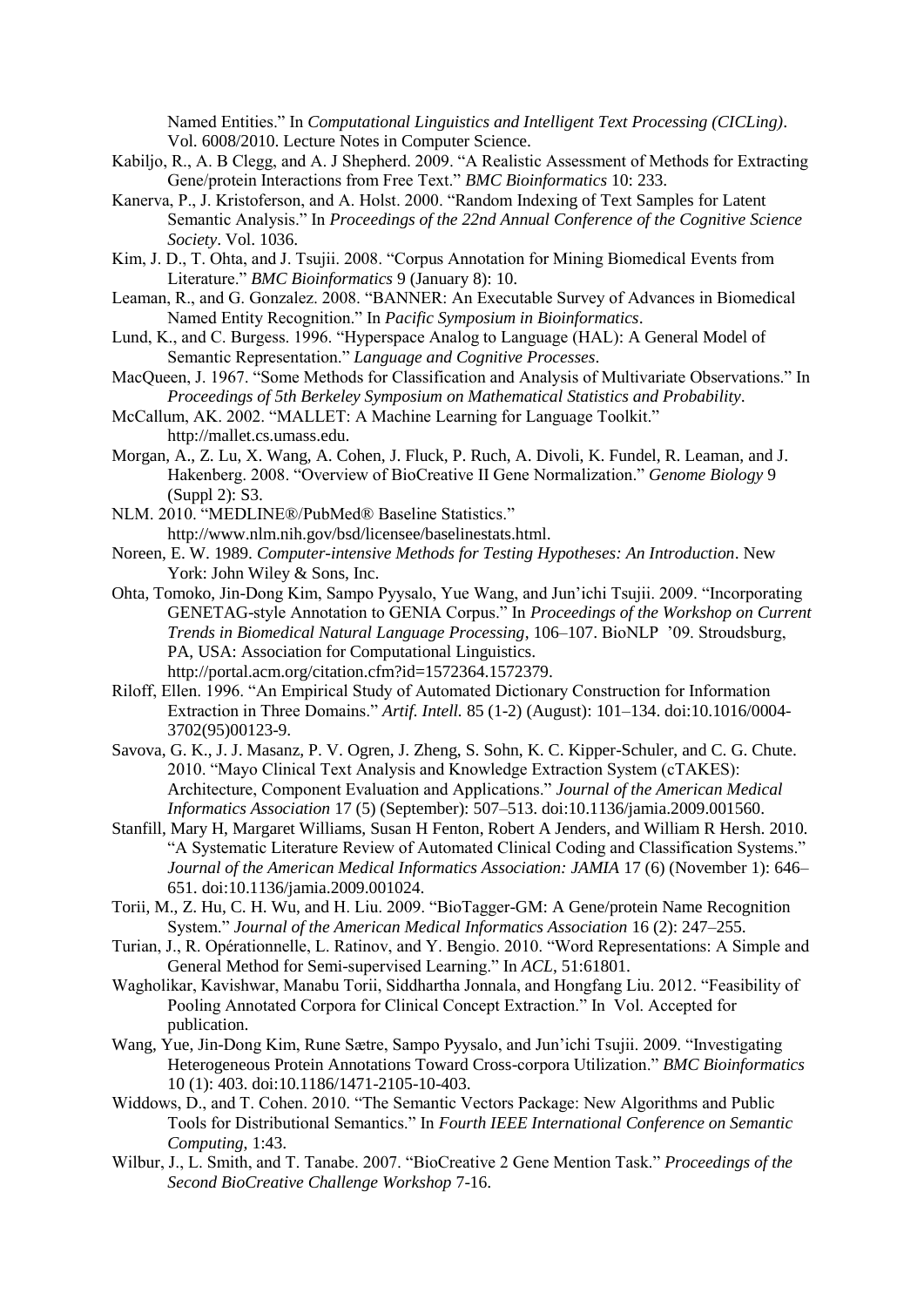Named Entities." In *Computational Linguistics and Intelligent Text Processing (CICLing)*. Vol. 6008/2010. Lecture Notes in Computer Science.

Kabiljo, R., A. B Clegg, and A. J Shepherd. 2009. "A Realistic Assessment of Methods for Extracting Gene/protein Interactions from Free Text." *BMC Bioinformatics* 10: 233.

Kanerva, P., J. Kristoferson, and A. Holst. 2000. "Random Indexing of Text Samples for Latent Semantic Analysis." In *Proceedings of the 22nd Annual Conference of the Cognitive Science Society*. Vol. 1036.

Kim, J. D., T. Ohta, and J. Tsujii. 2008. "Corpus Annotation for Mining Biomedical Events from Literature." *BMC Bioinformatics* 9 (January 8): 10.

Leaman, R., and G. Gonzalez. 2008. "BANNER: An Executable Survey of Advances in Biomedical Named Entity Recognition." In *Pacific Symposium in Bioinformatics*.

Lund, K., and C. Burgess. 1996. "Hyperspace Analog to Language (HAL): A General Model of Semantic Representation." *Language and Cognitive Processes*.

MacQueen, J. 1967. "Some Methods for Classification and Analysis of Multivariate Observations." In *Proceedings of 5th Berkeley Symposium on Mathematical Statistics and Probability*.

McCallum, AK. 2002. "MALLET: A Machine Learning for Language Toolkit." http://mallet.cs.umass.edu.

Morgan, A., Z. Lu, X. Wang, A. Cohen, J. Fluck, P. Ruch, A. Divoli, K. Fundel, R. Leaman, and J. Hakenberg. 2008. "Overview of BioCreative II Gene Normalization." *Genome Biology* 9 (Suppl 2): S3.

NLM. 2010. "MEDLINE®/PubMed® Baseline Statistics." http://www.nlm.nih.gov/bsd/licensee/baselinestats.html.

Noreen, E. W. 1989. *Computer-intensive Methods for Testing Hypotheses: An Introduction*. New York: John Wiley & Sons, Inc.

Ohta, Tomoko, Jin-Dong Kim, Sampo Pyysalo, Yue Wang, and Jun'ichi Tsujii. 2009. "Incorporating GENETAG-style Annotation to GENIA Corpus." In *Proceedings of the Workshop on Current Trends in Biomedical Natural Language Processing*, 106–107. BioNLP '09. Stroudsburg, PA, USA: Association for Computational Linguistics. http://portal.acm.org/citation.cfm?id=1572364.1572379.

Riloff, Ellen. 1996. "An Empirical Study of Automated Dictionary Construction for Information Extraction in Three Domains." *Artif. Intell.* 85 (1-2) (August): 101–134. doi:10.1016/0004-3702(95)00123-9.

Savova, G. K., J. J. Masanz, P. V. Ogren, J. Zheng, S. Sohn, K. C. Kipper-Schuler, and C. G. Chute. 2010. "Mayo Clinical Text Analysis and Knowledge Extraction System (cTAKES): Architecture, Component Evaluation and Applications." *Journal of the American Medical Informatics Association* 17 (5) (September): 507–513. doi:10.1136/jamia.2009.001560.

Stanfill, Mary H, Margaret Williams, Susan H Fenton, Robert A Jenders, and William R Hersh. 2010. "A Systematic Literature Review of Automated Clinical Coding and Classification Systems." *Journal of the American Medical Informatics Association: JAMIA* 17 (6) (November 1): 646–651. doi:10.1136/jamia.2009.001024.

Torii, M., Z. Hu, C. H. Wu, and H. Liu. 2009. "BioTagger-GM: A Gene/protein Name Recognition System." *Journal of the American Medical Informatics Association* 16 (2): 247–255.

Turian, J., R. Opérationnelle, L. Ratinov, and Y. Bengio. 2010. "Word Representations: A Simple and General Method for Semi-supervised Learning." In *ACL*, 51:61801.

Wagholikar, Kavishwar, Manabu Torii, Siddhartha Jonnala, and Hongfang Liu. 2012. "Feasibility of Pooling Annotated Corpora for Clinical Concept Extraction." In Vol. Accepted for publication.

Wang, Yue, Jin-Dong Kim, Rune Sætre, Sampo Pyysalo, and Jun'ichi Tsujii. 2009. "Investigating Heterogeneous Protein Annotations Toward Cross-corpora Utilization." *BMC Bioinformatics* 10 (1): 403. doi:10.1186/1471-2105-10-403.

Widdows, D., and T. Cohen. 2010. "The Semantic Vectors Package: New Algorithms and Public Tools for Distributional Semantics." In *Fourth IEEE International Conference on Semantic Computing*, 1:43.

Wilbur, J., L. Smith, and T. Tanabe. 2007. "BioCreative 2 Gene Mention Task." *Proceedings of the Second BioCreative Challenge Workshop* 7-16.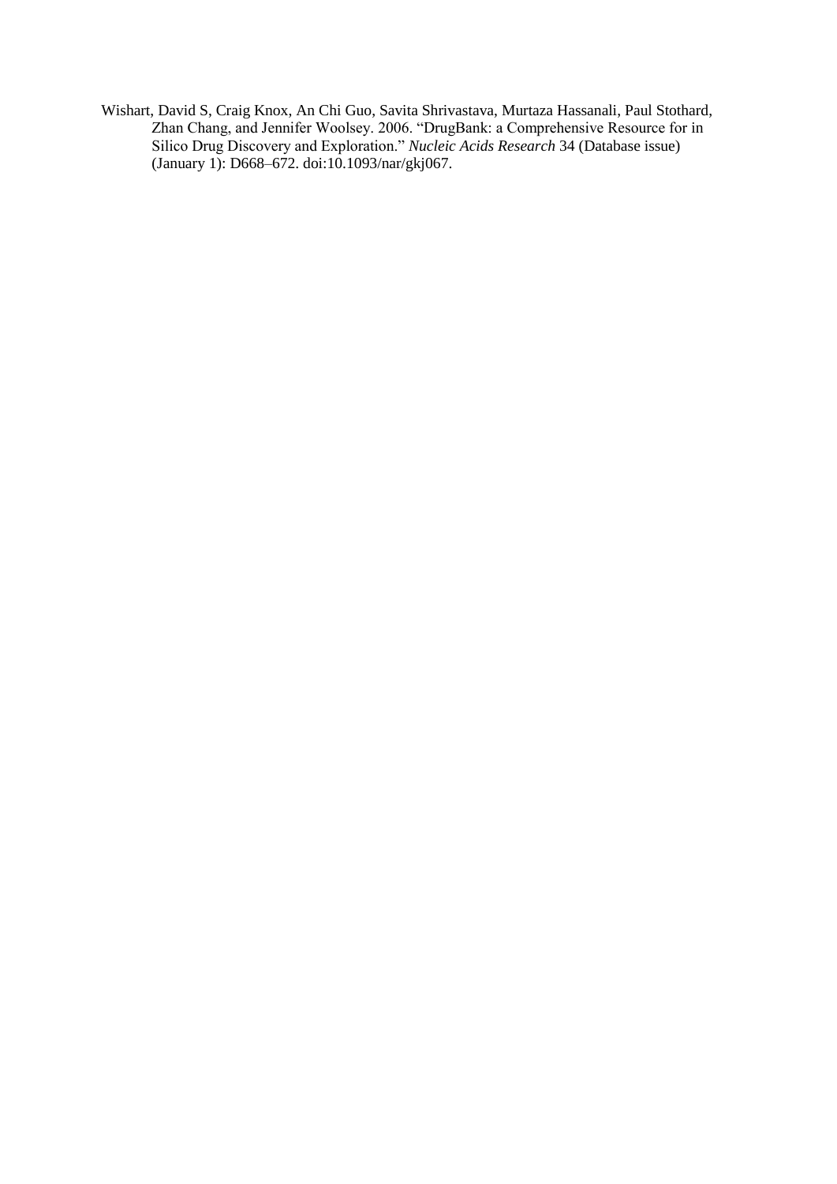Wishart, David S, Craig Knox, An Chi Guo, Savita Shrivastava, Murtaza Hassanali, Paul Stothard, Zhan Chang, and Jennifer Woolsey. 2006. "DrugBank: a Comprehensive Resource for in Silico Drug Discovery and Exploration." *Nucleic Acids Research* 34 (Database issue) (January 1): D668–672. doi:10.1093/nar/gkj067.